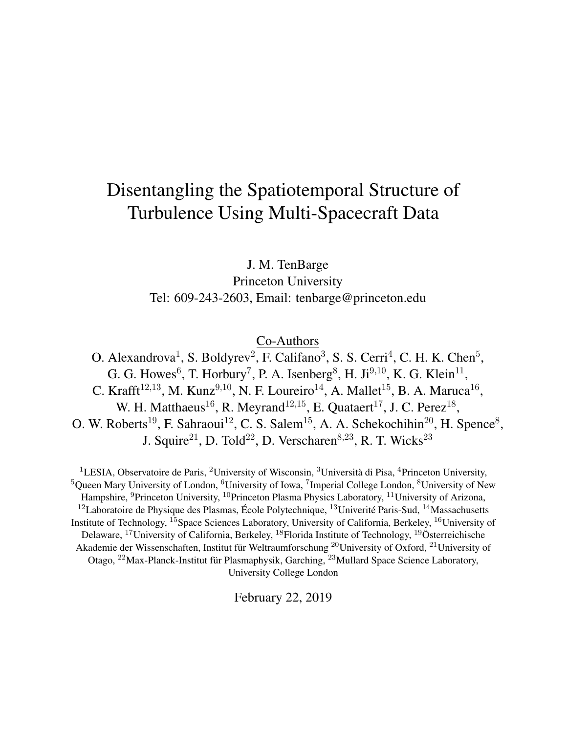# Disentangling the Spatiotemporal Structure of Turbulence Using Multi-Spacecraft Data

J. M. TenBarge
Princeton University
Tel: 609-243-2603, Email: tenbarge@princeton.edu

Co-Authors

O. Alexandrova[1], S. Boldyrev[2], F. Califano[3], S. S. Cerri[4], C. H. K. Chen[5], G. G. Howes[6], T. Horbury[7], P. A. Isenberg[8], H. Ji[9,10], K. G. Klein[11], C. Krafft[12,13], M. Kunz[9,10], N. F. Loureiro[14], A. Mallet[15], B. A. Maruca[16], W. H. Matthaeus[16], R. Meyrand[12,15], E. Quataert[17], J. C. Perez[18], O. W. Roberts[19], F. Sahraoui[12], C. S. Salem[15], A. A. Schekochihin[20], H. Spence[8], J. Squire[21], D. Told[22], D. Verscharen[8,23], R. T. Wicks[23]

[1]LESIA, Observatoire de Paris, [2]University of Wisconsin, [3]Università di Pisa, [4]Princeton University, [5]Queen Mary University of London, [6]University of Iowa, [7]Imperial College London, [8]University of New Hampshire, [9]Princeton University, [10]Princeton Plasma Physics Laboratory, [11]University of Arizona, [12]Laboratoire de Physique des Plasmas, École Polytechnique, [13]Univerité Paris-Sud, [14]Massachusetts Institute of Technology, [15]Space Sciences Laboratory, University of California, Berkeley, [16]University of Delaware, [17]University of California, Berkeley, [18]Florida Institute of Technology, [19]Österreichische Akademie der Wissenschaften, Institut für Weltraumforschung [20]University of Oxford, [21]University of Otago, [22]Max-Planck-Institut für Plasmaphysik, Garching, [23]Mullard Space Science Laboratory, University College London

February 22, 2019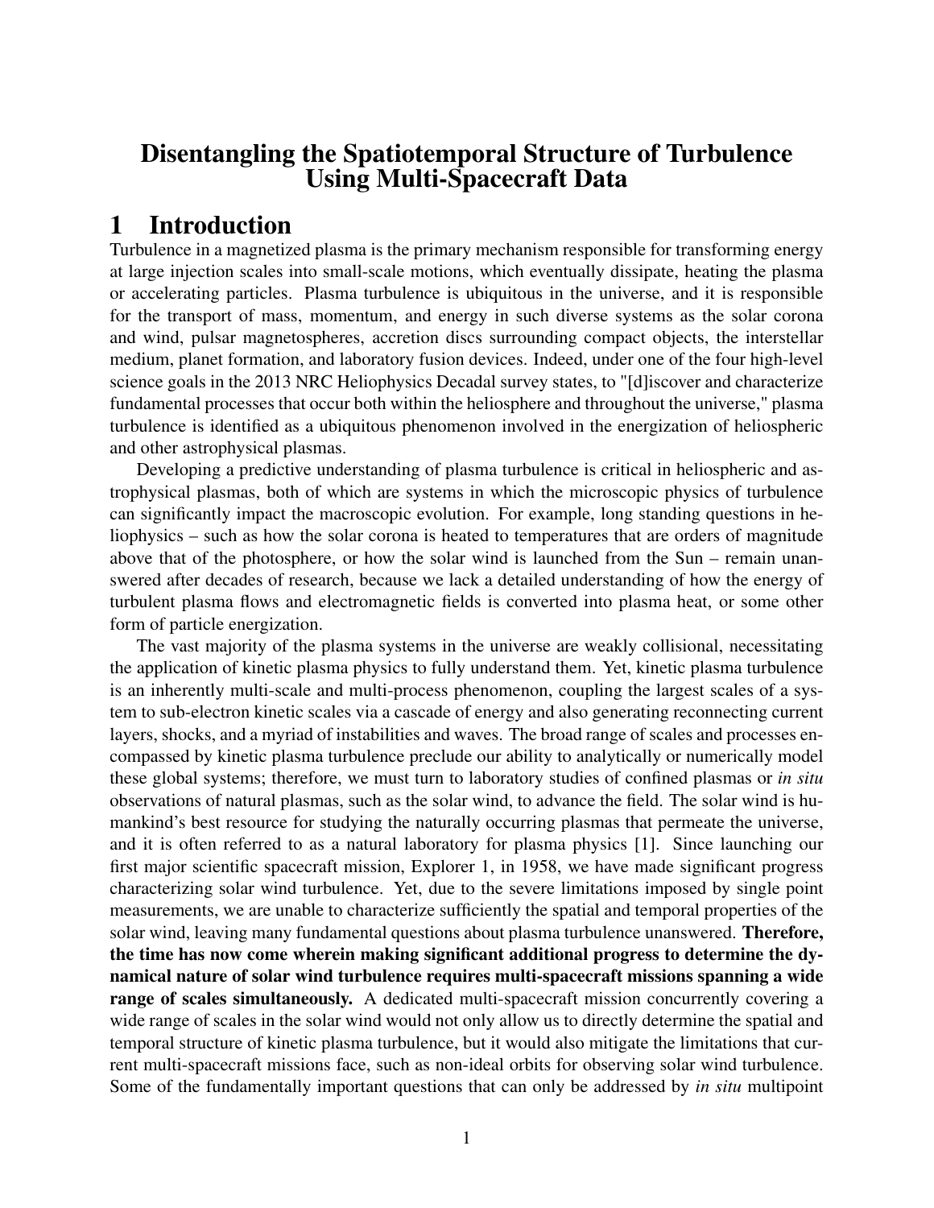# Disentangling the Spatiotemporal Structure of Turbulence Using Multi-Spacecraft Data

## 1 Introduction

Turbulence in a magnetized plasma is the primary mechanism responsible for transforming energy at large injection scales into small-scale motions, which eventually dissipate, heating the plasma or accelerating particles. Plasma turbulence is ubiquitous in the universe, and it is responsible for the transport of mass, momentum, and energy in such diverse systems as the solar corona and wind, pulsar magnetospheres, accretion discs surrounding compact objects, the interstellar medium, planet formation, and laboratory fusion devices. Indeed, under one of the four high-level science goals in the 2013 NRC Heliophysics Decadal survey states, to "[d]iscover and characterize fundamental processes that occur both within the heliosphere and throughout the universe," plasma turbulence is identified as a ubiquitous phenomenon involved in the energization of heliospheric and other astrophysical plasmas.

Developing a predictive understanding of plasma turbulence is critical in heliospheric and astrophysical plasmas, both of which are systems in which the microscopic physics of turbulence can significantly impact the macroscopic evolution. For example, long standing questions in heliophysics – such as how the solar corona is heated to temperatures that are orders of magnitude above that of the photosphere, or how the solar wind is launched from the Sun – remain unanswered after decades of research, because we lack a detailed understanding of how the energy of turbulent plasma flows and electromagnetic fields is converted into plasma heat, or some other form of particle energization.

The vast majority of the plasma systems in the universe are weakly collisional, necessitating the application of kinetic plasma physics to fully understand them. Yet, kinetic plasma turbulence is an inherently multi-scale and multi-process phenomenon, coupling the largest scales of a system to sub-electron kinetic scales via a cascade of energy and also generating reconnecting current layers, shocks, and a myriad of instabilities and waves. The broad range of scales and processes encompassed by kinetic plasma turbulence preclude our ability to analytically or numerically model these global systems; therefore, we must turn to laboratory studies of confined plasmas or *in situ* observations of natural plasmas, such as the solar wind, to advance the field. The solar wind is humankind's best resource for studying the naturally occurring plasmas that permeate the universe, and it is often referred to as a natural laboratory for plasma physics [1]. Since launching our first major scientific spacecraft mission, Explorer 1, in 1958, we have made significant progress characterizing solar wind turbulence. Yet, due to the severe limitations imposed by single point measurements, we are unable to characterize sufficiently the spatial and temporal properties of the solar wind, leaving many fundamental questions about plasma turbulence unanswered. **Therefore, the time has now come wherein making significant additional progress to determine the dynamical nature of solar wind turbulence requires multi-spacecraft missions spanning a wide range of scales simultaneously.** A dedicated multi-spacecraft mission concurrently covering a wide range of scales in the solar wind would not only allow us to directly determine the spatial and temporal structure of kinetic plasma turbulence, but it would also mitigate the limitations that current multi-spacecraft missions face, such as non-ideal orbits for observing solar wind turbulence. Some of the fundamentally important questions that can only be addressed by *in situ* multipoint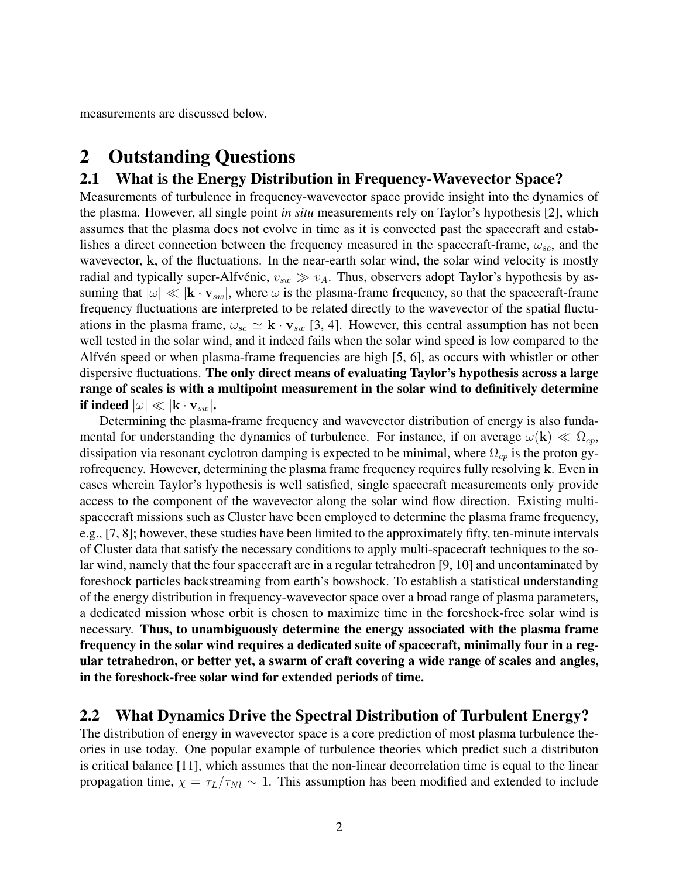measurements are discussed below.

# 2 Outstanding Questions

## 2.1 What is the Energy Distribution in Frequency-Wavevector Space?

Measurements of turbulence in frequency-wavevector space provide insight into the dynamics of the plasma. However, all single point *in situ* measurements rely on Taylor's hypothesis [2], which assumes that the plasma does not evolve in time as it is convected past the spacecraft and establishes a direct connection between the frequency measured in the spacecraft-frame, $\omega_{sc}$, and the wavevector, $\mathbf{k}$, of the fluctuations. In the near-earth solar wind, the solar wind velocity is mostly radial and typically super-Alfvénic, $v_{sw} \gg v_A$. Thus, observers adopt Taylor's hypothesis by assuming that $|\omega| \ll |\mathbf{k} \cdot \mathbf{v}_{sw}|$, where $\omega$ is the plasma-frame frequency, so that the spacecraft-frame frequency fluctuations are interpreted to be related directly to the wavevector of the spatial fluctuations in the plasma frame, $\omega_{sc} \simeq \mathbf{k} \cdot \mathbf{v}_{sw}$ [3, 4]. However, this central assumption has not been well tested in the solar wind, and it indeed fails when the solar wind speed is low compared to the Alfvén speed or when plasma-frame frequencies are high [5, 6], as occurs with whistler or other dispersive fluctuations. **The only direct means of evaluating Taylor's hypothesis across a large range of scales is with a multipoint measurement in the solar wind to definitively determine if indeed $|\omega| \ll |\mathbf{k} \cdot \mathbf{v}_{sw}|$.**

Determining the plasma-frame frequency and wavevector distribution of energy is also fundamental for understanding the dynamics of turbulence. For instance, if on average $\omega(\mathbf{k}) \ll \Omega_{cp}$, dissipation via resonant cyclotron damping is expected to be minimal, where $\Omega_{cp}$ is the proton gyrofrequency. However, determining the plasma frame frequency requires fully resolving $\mathbf{k}$. Even in cases wherein Taylor's hypothesis is well satisfied, single spacecraft measurements only provide access to the component of the wavevector along the solar wind flow direction. Existing multi-spacecraft missions such as Cluster have been employed to determine the plasma frame frequency, e.g., [7, 8]; however, these studies have been limited to the approximately fifty, ten-minute intervals of Cluster data that satisfy the necessary conditions to apply multi-spacecraft techniques to the solar wind, namely that the four spacecraft are in a regular tetrahedron [9, 10] and uncontaminated by foreshock particles backstreaming from earth's bowshock. To establish a statistical understanding of the energy distribution in frequency-wavevector space over a broad range of plasma parameters, a dedicated mission whose orbit is chosen to maximize time in the foreshock-free solar wind is necessary. **Thus, to unambiguously determine the energy associated with the plasma frame frequency in the solar wind requires a dedicated suite of spacecraft, minimally four in a regular tetrahedron, or better yet, a swarm of craft covering a wide range of scales and angles, in the foreshock-free solar wind for extended periods of time.**

## 2.2 What Dynamics Drive the Spectral Distribution of Turbulent Energy?

The distribution of energy in wavevector space is a core prediction of most plasma turbulence theories in use today. One popular example of turbulence theories which predict such a distributon is critical balance [11], which assumes that the non-linear decorrelation time is equal to the linear propagation time, $\chi = \tau_L / \tau_{Nl} \sim 1$. This assumption has been modified and extended to include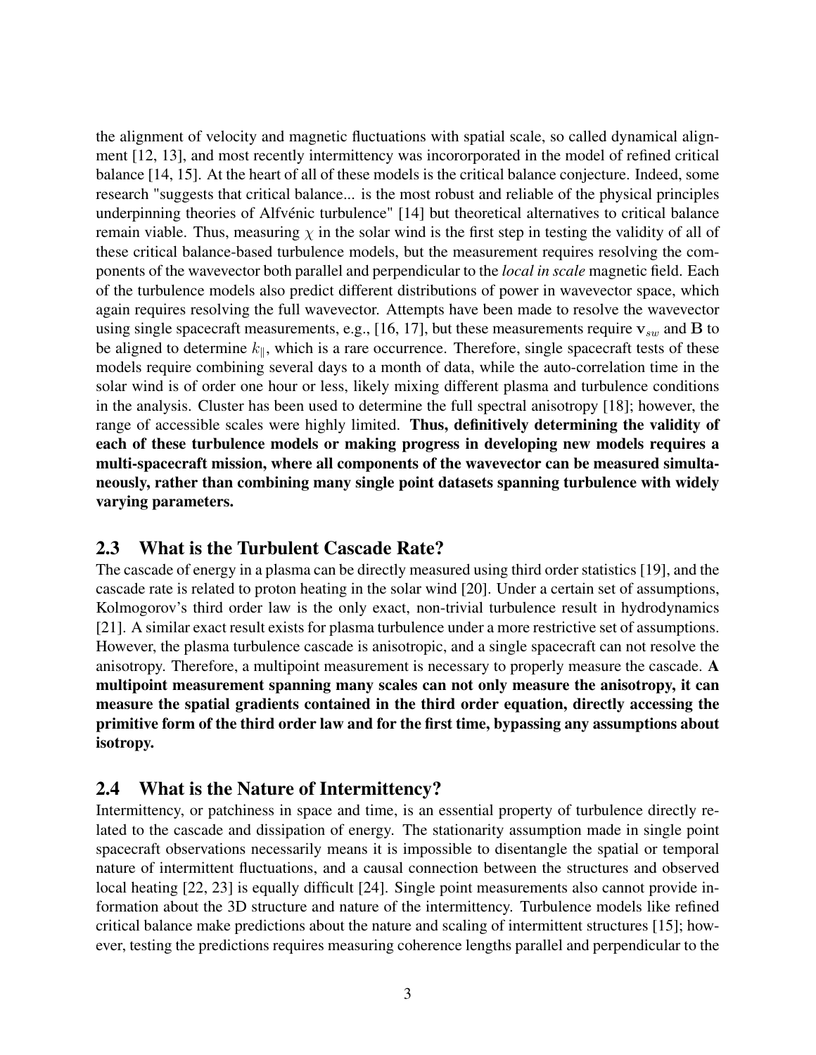the alignment of velocity and magnetic fluctuations with spatial scale, so called dynamical alignment [12, 13], and most recently intermittency was incororporated in the model of refined critical balance [14, 15]. At the heart of all of these models is the critical balance conjecture. Indeed, some research "suggests that critical balance... is the most robust and reliable of the physical principles underpinning theories of Alfvénic turbulence" [14] but theoretical alternatives to critical balance remain viable. Thus, measuring $\chi$ in the solar wind is the first step in testing the validity of all of these critical balance-based turbulence models, but the measurement requires resolving the components of the wavevector both parallel and perpendicular to the *local in scale* magnetic field. Each of the turbulence models also predict different distributions of power in wavevector space, which again requires resolving the full wavevector. Attempts have been made to resolve the wavevector using single spacecraft measurements, e.g., [16, 17], but these measurements require $\mathbf{v}_{sw}$ and $\mathbf{B}$ to be aligned to determine $k_{\|}$, which is a rare occurrence. Therefore, single spacecraft tests of these models require combining several days to a month of data, while the auto-correlation time in the solar wind is of order one hour or less, likely mixing different plasma and turbulence conditions in the analysis. Cluster has been used to determine the full spectral anisotropy [18]; however, the range of accessible scales were highly limited. **Thus, definitively determining the validity of each of these turbulence models or making progress in developing new models requires a multi-spacecraft mission, where all components of the wavevector can be measured simultaneously, rather than combining many single point datasets spanning turbulence with widely varying parameters.**

## 2.3 What is the Turbulent Cascade Rate?

The cascade of energy in a plasma can be directly measured using third order statistics [19], and the cascade rate is related to proton heating in the solar wind [20]. Under a certain set of assumptions, Kolmogorov's third order law is the only exact, non-trivial turbulence result in hydrodynamics [21]. A similar exact result exists for plasma turbulence under a more restrictive set of assumptions. However, the plasma turbulence cascade is anisotropic, and a single spacecraft can not resolve the anisotropy. Therefore, a multipoint measurement is necessary to properly measure the cascade. **A multipoint measurement spanning many scales can not only measure the anisotropy, it can measure the spatial gradients contained in the third order equation, directly accessing the primitive form of the third order law and for the first time, bypassing any assumptions about isotropy.**

## 2.4 What is the Nature of Intermittency?

Intermittency, or patchiness in space and time, is an essential property of turbulence directly related to the cascade and dissipation of energy. The stationarity assumption made in single point spacecraft observations necessarily means it is impossible to disentangle the spatial or temporal nature of intermittent fluctuations, and a causal connection between the structures and observed local heating [22, 23] is equally difficult [24]. Single point measurements also cannot provide information about the 3D structure and nature of the intermittency. Turbulence models like refined critical balance make predictions about the nature and scaling of intermittent structures [15]; however, testing the predictions requires measuring coherence lengths parallel and perpendicular to the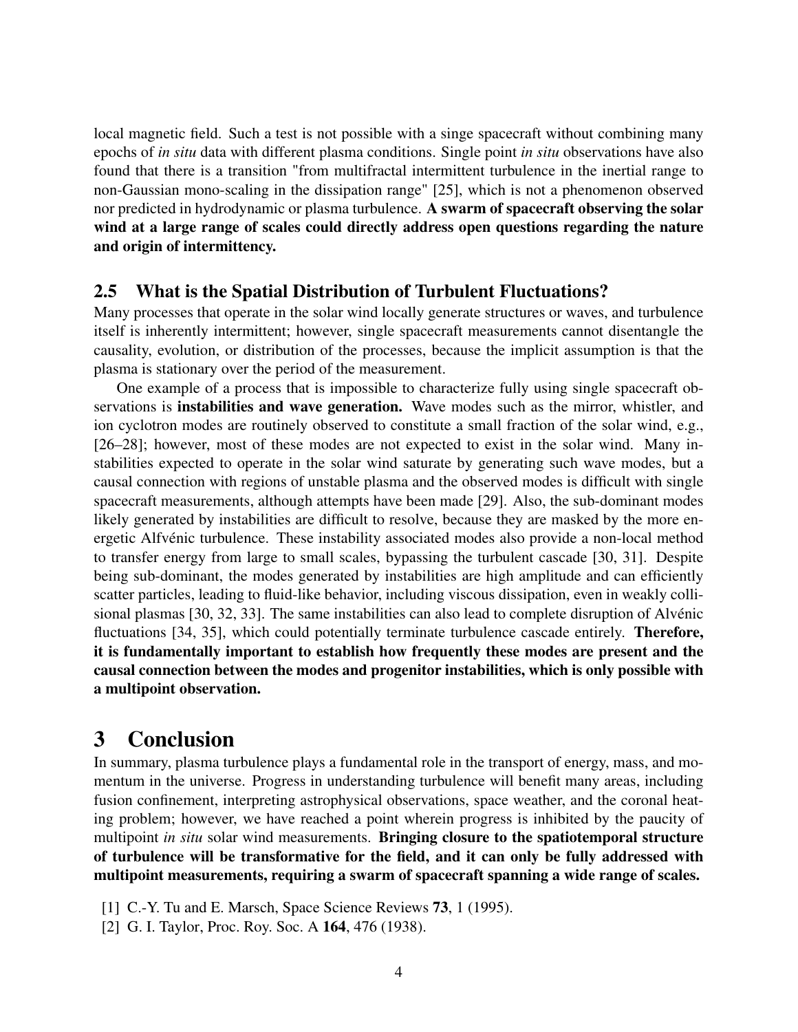local magnetic field. Such a test is not possible with a singe spacecraft without combining many epochs of *in situ* data with different plasma conditions. Single point *in situ* observations have also found that there is a transition "from multifractal intermittent turbulence in the inertial range to non-Gaussian mono-scaling in the dissipation range" [25], which is not a phenomenon observed nor predicted in hydrodynamic or plasma turbulence. **A swarm of spacecraft observing the solar wind at a large range of scales could directly address open questions regarding the nature and origin of intermittency.**

### 2.5 What is the Spatial Distribution of Turbulent Fluctuations?

Many processes that operate in the solar wind locally generate structures or waves, and turbulence itself is inherently intermittent; however, single spacecraft measurements cannot disentangle the causality, evolution, or distribution of the processes, because the implicit assumption is that the plasma is stationary over the period of the measurement.

One example of a process that is impossible to characterize fully using single spacecraft observations is **instabilities and wave generation.** Wave modes such as the mirror, whistler, and ion cyclotron modes are routinely observed to constitute a small fraction of the solar wind, e.g., [26–28]; however, most of these modes are not expected to exist in the solar wind. Many instabilities expected to operate in the solar wind saturate by generating such wave modes, but a causal connection with regions of unstable plasma and the observed modes is difficult with single spacecraft measurements, although attempts have been made [29]. Also, the sub-dominant modes likely generated by instabilities are difficult to resolve, because they are masked by the more energetic Alfvénic turbulence. These instability associated modes also provide a non-local method to transfer energy from large to small scales, bypassing the turbulent cascade [30, 31]. Despite being sub-dominant, the modes generated by instabilities are high amplitude and can efficiently scatter particles, leading to fluid-like behavior, including viscous dissipation, even in weakly collisional plasmas [30, 32, 33]. The same instabilities can also lead to complete disruption of Alvénic fluctuations [34, 35], which could potentially terminate turbulence cascade entirely. **Therefore, it is fundamentally important to establish how frequently these modes are present and the causal connection between the modes and progenitor instabilities, which is only possible with a multipoint observation.**

## 3 Conclusion

In summary, plasma turbulence plays a fundamental role in the transport of energy, mass, and momentum in the universe. Progress in understanding turbulence will benefit many areas, including fusion confinement, interpreting astrophysical observations, space weather, and the coronal heating problem; however, we have reached a point wherein progress is inhibited by the paucity of multipoint *in situ* solar wind measurements. **Bringing closure to the spatiotemporal structure of turbulence will be transformative for the field, and it can only be fully addressed with multipoint measurements, requiring a swarm of spacecraft spanning a wide range of scales.**

[1] C.-Y. Tu and E. Marsch, Space Science Reviews **73**, 1 (1995).

[2] G. I. Taylor, Proc. Roy. Soc. A **164**, 476 (1938).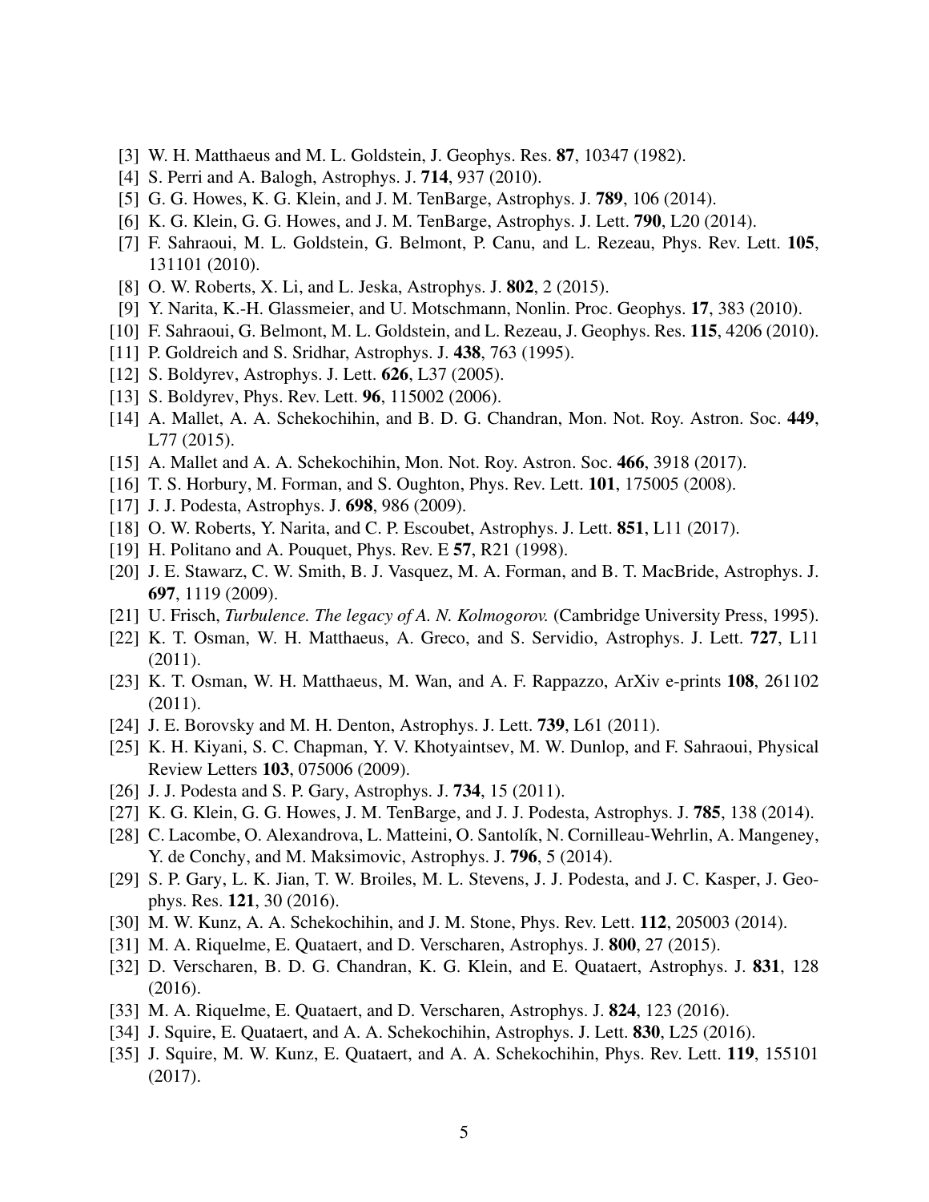[3] W. H. Matthaeus and M. L. Goldstein, J. Geophys. Res. **87**, 10347 (1982).

[4] S. Perri and A. Balogh, Astrophys. J. **714**, 937 (2010).

[5] G. G. Howes, K. G. Klein, and J. M. TenBarge, Astrophys. J. **789**, 106 (2014).

[6] K. G. Klein, G. G. Howes, and J. M. TenBarge, Astrophys. J. Lett. **790**, L20 (2014).

[7] F. Sahraoui, M. L. Goldstein, G. Belmont, P. Canu, and L. Rezeau, Phys. Rev. Lett. **105**, 131101 (2010).

[8] O. W. Roberts, X. Li, and L. Jeska, Astrophys. J. **802**, 2 (2015).

[9] Y. Narita, K.-H. Glassmeier, and U. Motschmann, Nonlin. Proc. Geophys. **17**, 383 (2010).

[10] F. Sahraoui, G. Belmont, M. L. Goldstein, and L. Rezeau, J. Geophys. Res. **115**, 4206 (2010).

[11] P. Goldreich and S. Sridhar, Astrophys. J. **438**, 763 (1995).

[12] S. Boldyrev, Astrophys. J. Lett. **626**, L37 (2005).

[13] S. Boldyrev, Phys. Rev. Lett. **96**, 115002 (2006).

[14] A. Mallet, A. A. Schekochihin, and B. D. G. Chandran, Mon. Not. Roy. Astron. Soc. **449**, L77 (2015).

[15] A. Mallet and A. A. Schekochihin, Mon. Not. Roy. Astron. Soc. **466**, 3918 (2017).

[16] T. S. Horbury, M. Forman, and S. Oughton, Phys. Rev. Lett. **101**, 175005 (2008).

[17] J. J. Podesta, Astrophys. J. **698**, 986 (2009).

[18] O. W. Roberts, Y. Narita, and C. P. Escoubet, Astrophys. J. Lett. **851**, L11 (2017).

[19] H. Politano and A. Pouquet, Phys. Rev. E **57**, R21 (1998).

[20] J. E. Stawarz, C. W. Smith, B. J. Vasquez, M. A. Forman, and B. T. MacBride, Astrophys. J. **697**, 1119 (2009).

[21] U. Frisch, *Turbulence. The legacy of A. N. Kolmogorov.* (Cambridge University Press, 1995).

[22] K. T. Osman, W. H. Matthaeus, A. Greco, and S. Servidio, Astrophys. J. Lett. **727**, L11 (2011).

[23] K. T. Osman, W. H. Matthaeus, M. Wan, and A. F. Rappazzo, ArXiv e-prints **108**, 261102 (2011).

[24] J. E. Borovsky and M. H. Denton, Astrophys. J. Lett. **739**, L61 (2011).

[25] K. H. Kiyani, S. C. Chapman, Y. V. Khotyaintsev, M. W. Dunlop, and F. Sahraoui, Physical Review Letters **103**, 075006 (2009).

[26] J. J. Podesta and S. P. Gary, Astrophys. J. **734**, 15 (2011).

[27] K. G. Klein, G. G. Howes, J. M. TenBarge, and J. J. Podesta, Astrophys. J. **785**, 138 (2014).

[28] C. Lacombe, O. Alexandrova, L. Matteini, O. Santolík, N. Cornilleau-Wehrlin, A. Mangeney, Y. de Conchy, and M. Maksimovic, Astrophys. J. **796**, 5 (2014).

[29] S. P. Gary, L. K. Jian, T. W. Broiles, M. L. Stevens, J. J. Podesta, and J. C. Kasper, J. Geophys. Res. **121**, 30 (2016).

[30] M. W. Kunz, A. A. Schekochihin, and J. M. Stone, Phys. Rev. Lett. **112**, 205003 (2014).

[31] M. A. Riquelme, E. Quataert, and D. Verscharen, Astrophys. J. **800**, 27 (2015).

[32] D. Verscharen, B. D. G. Chandran, K. G. Klein, and E. Quataert, Astrophys. J. **831**, 128 (2016).

[33] M. A. Riquelme, E. Quataert, and D. Verscharen, Astrophys. J. **824**, 123 (2016).

[34] J. Squire, E. Quataert, and A. A. Schekochihin, Astrophys. J. Lett. **830**, L25 (2016).

[35] J. Squire, M. W. Kunz, E. Quataert, and A. A. Schekochihin, Phys. Rev. Lett. **119**, 155101 (2017).